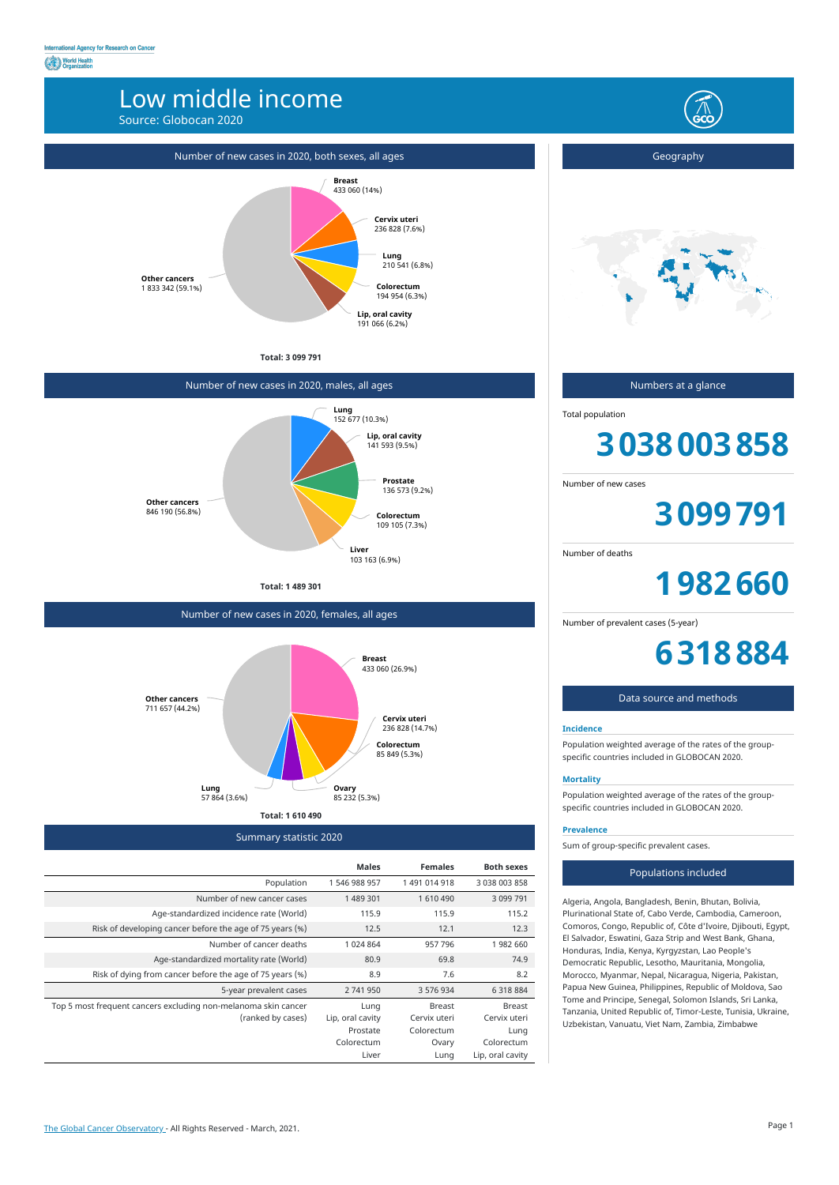International Agency for Research on Cancer
World Health Organization

# Low middle income

Source: Globocan 2020

## Number of new cases in 2020, both sexes, all ages

- **Breast** 433 060 (14%)
- **Cervix uteri** 236 828 (7.6%)
- **Lung** 210 541 (6.8%)
- **Colorectum** 194 954 (6.3%)
- **Lip, oral cavity** 191 066 (6.2%)
- **Other cancers** 1 833 342 (59.1%)

**Total: 3 099 791**

## Number of new cases in 2020, males, all ages

- **Lung** 152 677 (10.3%)
- **Lip, oral cavity** 141 593 (9.5%)
- **Prostate** 136 573 (9.2%)
- **Colorectum** 109 105 (7.3%)
- **Liver** 103 163 (6.9%)
- **Other cancers** 846 190 (56.8%)

**Total: 1 489 301**

## Number of new cases in 2020, females, all ages

- **Breast** 433 060 (26.9%)
- **Cervix uteri** 236 828 (14.7%)
- **Colorectum** 85 849 (5.3%)
- **Ovary** 85 232 (5.3%)
- **Lung** 57 864 (3.6%)
- **Other cancers** 711 657 (44.2%)

**Total: 1 610 490**

## Summary statistic 2020

| | Males | Females | Both sexes |
|---|---|---|---|
| Population | 1 546 988 957 | 1 491 014 918 | 3 038 003 858 |
| Number of new cancer cases | 1 489 301 | 1 610 490 | 3 099 791 |
| Age-standardized incidence rate (World) | 115.9 | 115.9 | 115.2 |
| Risk of developing cancer before the age of 75 years (%) | 12.5 | 12.1 | 12.3 |
| Number of cancer deaths | 1 024 864 | 957 796 | 1 982 660 |
| Age-standardized mortality rate (World) | 80.9 | 69.8 | 74.9 |
| Risk of dying from cancer before the age of 75 years (%) | 8.9 | 7.6 | 8.2 |
| 5-year prevalent cases | 2 741 950 | 3 576 934 | 6 318 884 |
| Top 5 most frequent cancers excluding non-melanoma skin cancer (ranked by cases) | Lung<br>Lip, oral cavity<br>Prostate<br>Colorectum<br>Liver | Breast<br>Cervix uteri<br>Colorectum<br>Ovary<br>Lung | Breast<br>Cervix uteri<br>Lung<br>Colorectum<br>Lip, oral cavity |

## Geography

## Numbers at a glance

Total population

**3 038 003 858**

Number of new cases

**3 099 791**

Number of deaths

**1 982 660**

Number of prevalent cases (5-year)

**6 318 884**

## Data source and methods

**Incidence**

Population weighted average of the rates of the group-specific countries included in GLOBOCAN 2020.

**Mortality**

Population weighted average of the rates of the group-specific countries included in GLOBOCAN 2020.

**Prevalence**

Sum of group-specific prevalent cases.

## Populations included

Algeria, Angola, Bangladesh, Benin, Bhutan, Bolivia, Plurinational State of, Cabo Verde, Cambodia, Cameroon, Comoros, Congo, Republic of, Côte d'Ivoire, Djibouti, Egypt, El Salvador, Eswatini, Gaza Strip and West Bank, Ghana, Honduras, India, Kenya, Kyrgyzstan, Lao People's Democratic Republic, Lesotho, Mauritania, Mongolia, Morocco, Myanmar, Nepal, Nicaragua, Nigeria, Pakistan, Papua New Guinea, Philippines, Republic of Moldova, Sao Tome and Principe, Senegal, Solomon Islands, Sri Lanka, Tanzania, United Republic of, Timor-Leste, Tunisia, Ukraine, Uzbekistan, Vanuatu, Viet Nam, Zambia, Zimbabwe

The Global Cancer Observatory - All Rights Reserved - March, 2021.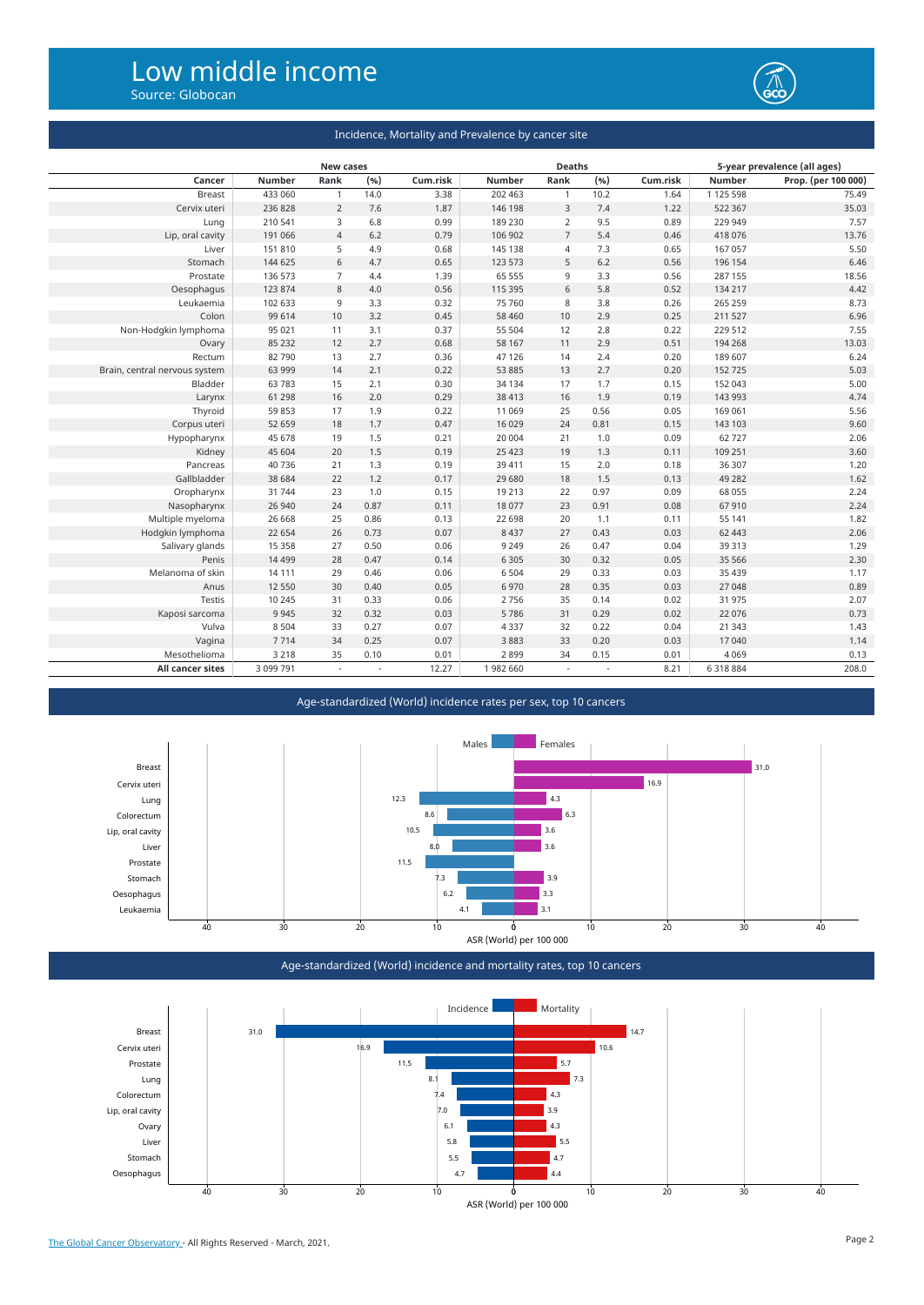# Low middle income

Source: Globocan

## Incidence, Mortality and Prevalence by cancer site

| Cancer | New cases | | | | Deaths | | | | 5-year prevalence (all ages) | |
|---|---|---|---|---|---|---|---|---|---|---|
| | Number | Rank | (%) | Cum.risk | Number | Rank | (%) | Cum.risk | Number | Prop. (per 100 000) |
| Breast | 433 060 | 1 | 14.0 | 3.38 | 202 463 | 1 | 10.2 | 1.64 | 1 125 598 | 75.49 |
| Cervix uteri | 236 828 | 2 | 7.6 | 1.87 | 146 198 | 3 | 7.4 | 1.22 | 522 367 | 35.03 |
| Lung | 210 541 | 3 | 6.8 | 0.99 | 189 230 | 2 | 9.5 | 0.89 | 229 949 | 7.57 |
| Lip, oral cavity | 191 066 | 4 | 6.2 | 0.79 | 106 902 | 7 | 5.4 | 0.46 | 418 076 | 13.76 |
| Liver | 151 810 | 5 | 4.9 | 0.68 | 145 138 | 4 | 7.3 | 0.65 | 167 057 | 5.50 |
| Stomach | 144 625 | 6 | 4.7 | 0.65 | 123 573 | 5 | 6.2 | 0.56 | 196 154 | 6.46 |
| Prostate | 136 573 | 7 | 4.4 | 1.39 | 65 555 | 9 | 3.3 | 0.56 | 287 155 | 18.56 |
| Oesophagus | 123 874 | 8 | 4.0 | 0.56 | 115 395 | 6 | 5.8 | 0.52 | 134 217 | 4.42 |
| Leukaemia | 102 633 | 9 | 3.3 | 0.32 | 75 760 | 8 | 3.8 | 0.26 | 265 259 | 8.73 |
| Colon | 99 614 | 10 | 3.2 | 0.45 | 58 460 | 10 | 2.9 | 0.25 | 211 527 | 6.96 |
| Non-Hodgkin lymphoma | 95 021 | 11 | 3.1 | 0.37 | 55 504 | 12 | 2.8 | 0.22 | 229 512 | 7.55 |
| Ovary | 85 232 | 12 | 2.7 | 0.68 | 58 167 | 11 | 2.9 | 0.51 | 194 268 | 13.03 |
| Rectum | 82 790 | 13 | 2.7 | 0.36 | 47 126 | 14 | 2.4 | 0.20 | 189 607 | 6.24 |
| Brain, central nervous system | 63 999 | 14 | 2.1 | 0.22 | 53 885 | 13 | 2.7 | 0.20 | 152 725 | 5.03 |
| Bladder | 63 783 | 15 | 2.1 | 0.30 | 34 134 | 17 | 1.7 | 0.15 | 152 043 | 5.00 |
| Larynx | 61 298 | 16 | 2.0 | 0.29 | 38 413 | 16 | 1.9 | 0.19 | 143 993 | 4.74 |
| Thyroid | 59 853 | 17 | 1.9 | 0.22 | 11 069 | 25 | 0.56 | 0.05 | 169 061 | 5.56 |
| Corpus uteri | 52 659 | 18 | 1.7 | 0.47 | 16 029 | 24 | 0.81 | 0.15 | 143 103 | 9.60 |
| Hypopharynx | 45 678 | 19 | 1.5 | 0.21 | 20 004 | 21 | 1.0 | 0.09 | 62 727 | 2.06 |
| Kidney | 45 604 | 20 | 1.5 | 0.19 | 25 423 | 19 | 1.3 | 0.11 | 109 251 | 3.60 |
| Pancreas | 40 736 | 21 | 1.3 | 0.19 | 39 411 | 15 | 2.0 | 0.18 | 36 307 | 1.20 |
| Gallbladder | 38 684 | 22 | 1.2 | 0.17 | 29 680 | 18 | 1.5 | 0.13 | 49 282 | 1.62 |
| Oropharynx | 31 744 | 23 | 1.0 | 0.15 | 19 213 | 22 | 0.97 | 0.09 | 68 055 | 2.24 |
| Nasopharynx | 26 940 | 24 | 0.87 | 0.11 | 18 077 | 23 | 0.91 | 0.08 | 67 910 | 2.24 |
| Multiple myeloma | 26 668 | 25 | 0.86 | 0.13 | 22 698 | 20 | 1.1 | 0.11 | 55 141 | 1.82 |
| Hodgkin lymphoma | 22 654 | 26 | 0.73 | 0.07 | 8 437 | 27 | 0.43 | 0.03 | 62 443 | 2.06 |
| Salivary glands | 15 358 | 27 | 0.50 | 0.06 | 9 249 | 26 | 0.47 | 0.04 | 39 313 | 1.29 |
| Penis | 14 499 | 28 | 0.47 | 0.14 | 6 305 | 30 | 0.32 | 0.05 | 35 566 | 2.30 |
| Melanoma of skin | 14 111 | 29 | 0.46 | 0.06 | 6 504 | 29 | 0.33 | 0.03 | 35 439 | 1.17 |
| Anus | 12 550 | 30 | 0.40 | 0.05 | 6 970 | 28 | 0.35 | 0.03 | 27 048 | 0.89 |
| Testis | 10 245 | 31 | 0.33 | 0.06 | 2 756 | 35 | 0.14 | 0.02 | 31 975 | 2.07 |
| Kaposi sarcoma | 9 945 | 32 | 0.32 | 0.03 | 5 786 | 31 | 0.29 | 0.02 | 22 076 | 0.73 |
| Vulva | 8 504 | 33 | 0.27 | 0.07 | 4 337 | 32 | 0.22 | 0.04 | 21 343 | 1.43 |
| Vagina | 7 714 | 34 | 0.25 | 0.07 | 3 883 | 33 | 0.20 | 0.03 | 17 040 | 1.14 |
| Mesothelioma | 3 218 | 35 | 0.10 | 0.01 | 2 899 | 34 | 0.15 | 0.01 | 4 069 | 0.13 |
| **All cancer sites** | 3 099 791 | - | - | 12.27 | 1 982 660 | - | - | 8.21 | 6 318 884 | 208.0 |

## Age-standardized (World) incidence rates per sex, top 10 cancers

Males | Females

Breast 31.0
Cervix uteri 16.9
Lung 12.3 | 4.3
Colorectum 8.6 | 6.3
Lip, oral cavity 10.5 | 3.6
Liver 8.0 | 3.6
Prostate 11.5
Stomach 7.3 | 3.9
Oesophagus 6.2 | 3.3
Leukaemia 4.1 | 3.1

40 30 20 10 0 10 20 30 40

ASR (World) per 100 000

## Age-standardized (World) incidence and mortality rates, top 10 cancers

Incidence | Mortality

Breast 31.0 | 14.7
Cervix uteri 16.9 | 10.6
Prostate 11.5 | 5.7
Lung 8.1 | 7.3
Colorectum 7.4 | 4.3
Lip, oral cavity 7.0 | 3.9
Ovary 6.1 | 4.3
Liver 5.8 | 5.5
Stomach 5.5 | 4.7
Oesophagus 4.7 | 4.4

40 30 20 10 0 10 20 30 40

ASR (World) per 100 000

The Global Cancer Observatory - All Rights Reserved - March, 2021.